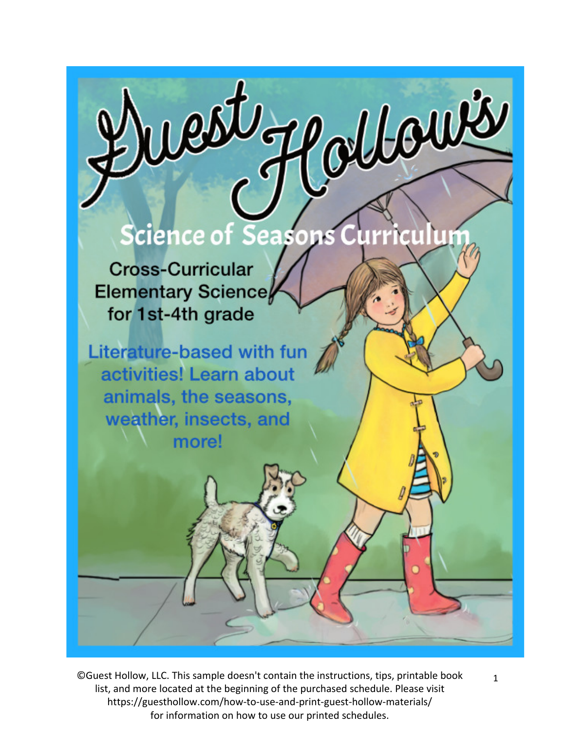# Guest Hollow's

## Science of Seasons Curriculum

Cross-Curricular Elementary Science for 1st-4th grade

Literature-based with fun activities! Learn about animals, the seasons, weather, insects, and more!

©Guest Hollow, LLC. This sample doesn't contain the instructions, tips, printable book list, and more located at the beginning of the purchased schedule. Please visit https://guesthollow.com/how-to-use-and-print-guest-hollow-materials/ for information on how to use our printed schedules.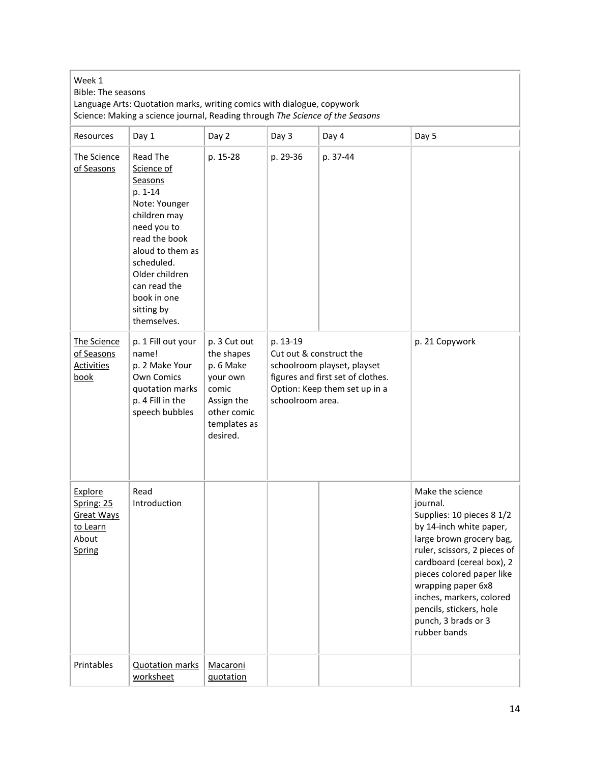Week 1
Bible: The seasons
Language Arts: Quotation marks, writing comics with dialogue, copywork
Science: Making a science journal, Reading through *The Science of the Seasons*

| Resources | Day 1 | Day 2 | Day 3 | Day 4 | Day 5 |
|---|---|---|---|---|---|
| The Science of Seasons | Read The Science of Seasons p. 1-14 Note: Younger children may need you to read the book aloud to them as scheduled. Older children can read the book in one sitting by themselves. | p. 15-28 | p. 29-36 | p. 37-44 | |
| The Science of Seasons Activities book | p. 1 Fill out your name! p. 2 Make Your Own Comics quotation marks p. 4 Fill in the speech bubbles | p. 3 Cut out the shapes p. 6 Make your own comic Assign the other comic templates as desired. | p. 13-19 Cut out & construct the schoolroom playset, playset figures and first set of clothes. Option: Keep them set up in a schoolroom area. | | p. 21 Copywork |
| Explore Spring: 25 Great Ways to Learn About Spring | Read Introduction | | | | Make the science journal. Supplies: 10 pieces 8 1/2 by 14-inch white paper, large brown grocery bag, ruler, scissors, 2 pieces of cardboard (cereal box), 2 pieces colored paper like wrapping paper 6x8 inches, markers, colored pencils, stickers, hole punch, 3 brads or 3 rubber bands |
| Printables | Quotation marks worksheet | Macaroni quotation | | | |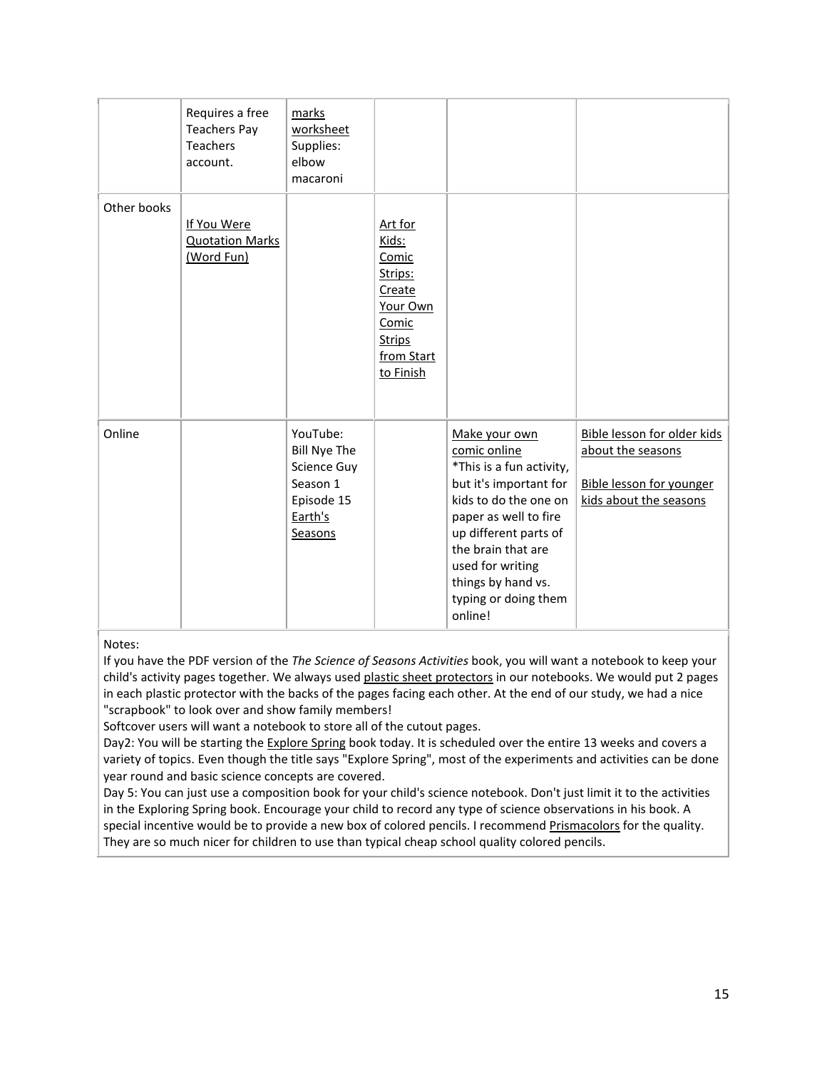| | | | | | |
|---|---|---|---|---|---|
| | Requires a free Teachers Pay Teachers account. | marks worksheet Supplies: elbow macaroni | | | |
| Other books | If You Were Quotation Marks (Word Fun) | | Art for Kids: Comic Strips: Create Your Own Comic Strips from Start to Finish | | |
| Online | | YouTube: Bill Nye The Science Guy Season 1 Episode 15 Earth's Seasons | | Make your own comic online *This is a fun activity, but it's important for kids to do the one on paper as well to fire up different parts of the brain that are used for writing things by hand vs. typing or doing them online! | Bible lesson for older kids about the seasons<br><br>Bible lesson for younger kids about the seasons |

Notes:

If you have the PDF version of the *The Science of Seasons Activities* book, you will want a notebook to keep your child's activity pages together. We always used plastic sheet protectors in our notebooks. We would put 2 pages in each plastic protector with the backs of the pages facing each other. At the end of our study, we had a nice "scrapbook" to look over and show family members!

Softcover users will want a notebook to store all of the cutout pages.

Day2: You will be starting the Explore Spring book today. It is scheduled over the entire 13 weeks and covers a variety of topics. Even though the title says "Explore Spring", most of the experiments and activities can be done year round and basic science concepts are covered.

Day 5: You can just use a composition book for your child's science notebook. Don't just limit it to the activities in the Exploring Spring book. Encourage your child to record any type of science observations in his book. A special incentive would be to provide a new box of colored pencils. I recommend Prismacolors for the quality. They are so much nicer for children to use than typical cheap school quality colored pencils.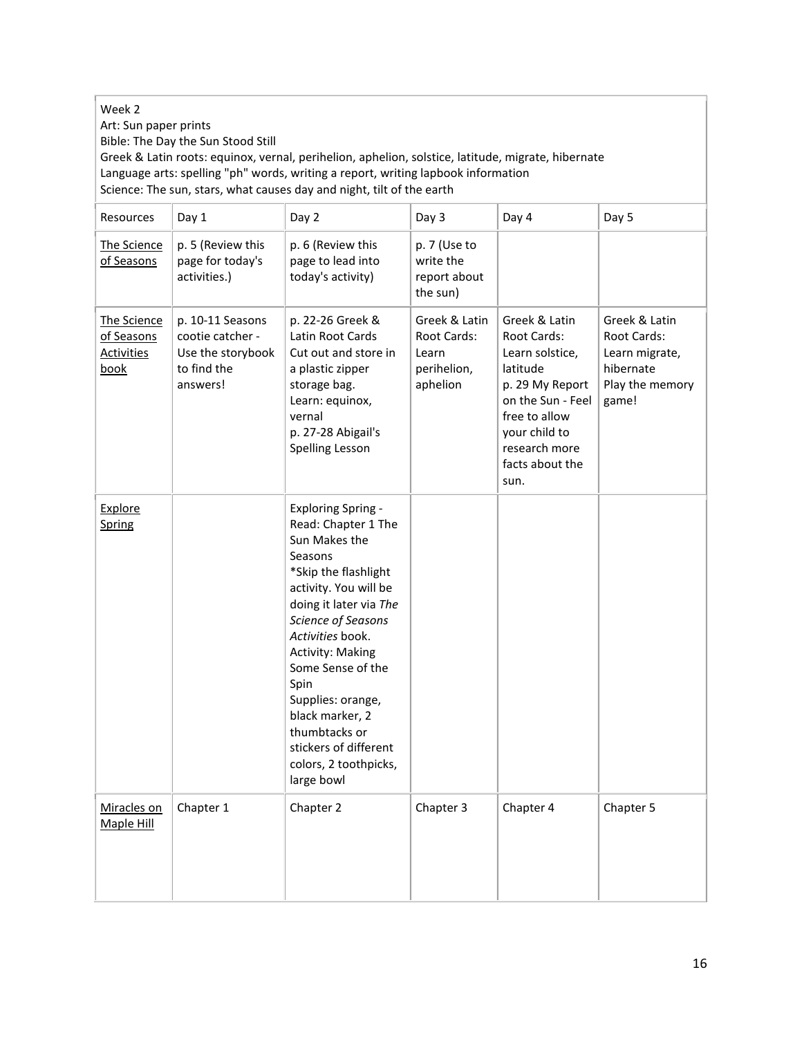Week 2
Art: Sun paper prints
Bible: The Day the Sun Stood Still
Greek & Latin roots: equinox, vernal, perihelion, aphelion, solstice, latitude, migrate, hibernate
Language arts: spelling "ph" words, writing a report, writing lapbook information
Science: The sun, stars, what causes day and night, tilt of the earth

| Resources | Day 1 | Day 2 | Day 3 | Day 4 | Day 5 |
|---|---|---|---|---|---|
| The Science of Seasons | p. 5 (Review this page for today's activities.) | p. 6 (Review this page to lead into today's activity) | p. 7 (Use to write the report about the sun) | | |
| The Science of Seasons Activities book | p. 10-11 Seasons cootie catcher - Use the storybook to find the answers! | p. 22-26 Greek & Latin Root Cards Cut out and store in a plastic zipper storage bag. Learn: equinox, vernal<br>p. 27-28 Abigail's Spelling Lesson | Greek & Latin Root Cards: Learn perihelion, aphelion | Greek & Latin Root Cards: Learn solstice, latitude<br>p. 29 My Report on the Sun - Feel free to allow your child to research more facts about the sun. | Greek & Latin Root Cards: Learn migrate, hibernate<br>Play the memory game! |
| Explore Spring | | Exploring Spring - Read: Chapter 1 The Sun Makes the Seasons<br>*Skip the flashlight activity. You will be doing it later via *The Science of Seasons Activities* book.<br>Activity: Making Some Sense of the Spin<br>Supplies: orange, black marker, 2 thumbtacks or stickers of different colors, 2 toothpicks, large bowl | | | |
| Miracles on Maple Hill | Chapter 1 | Chapter 2 | Chapter 3 | Chapter 4 | Chapter 5 |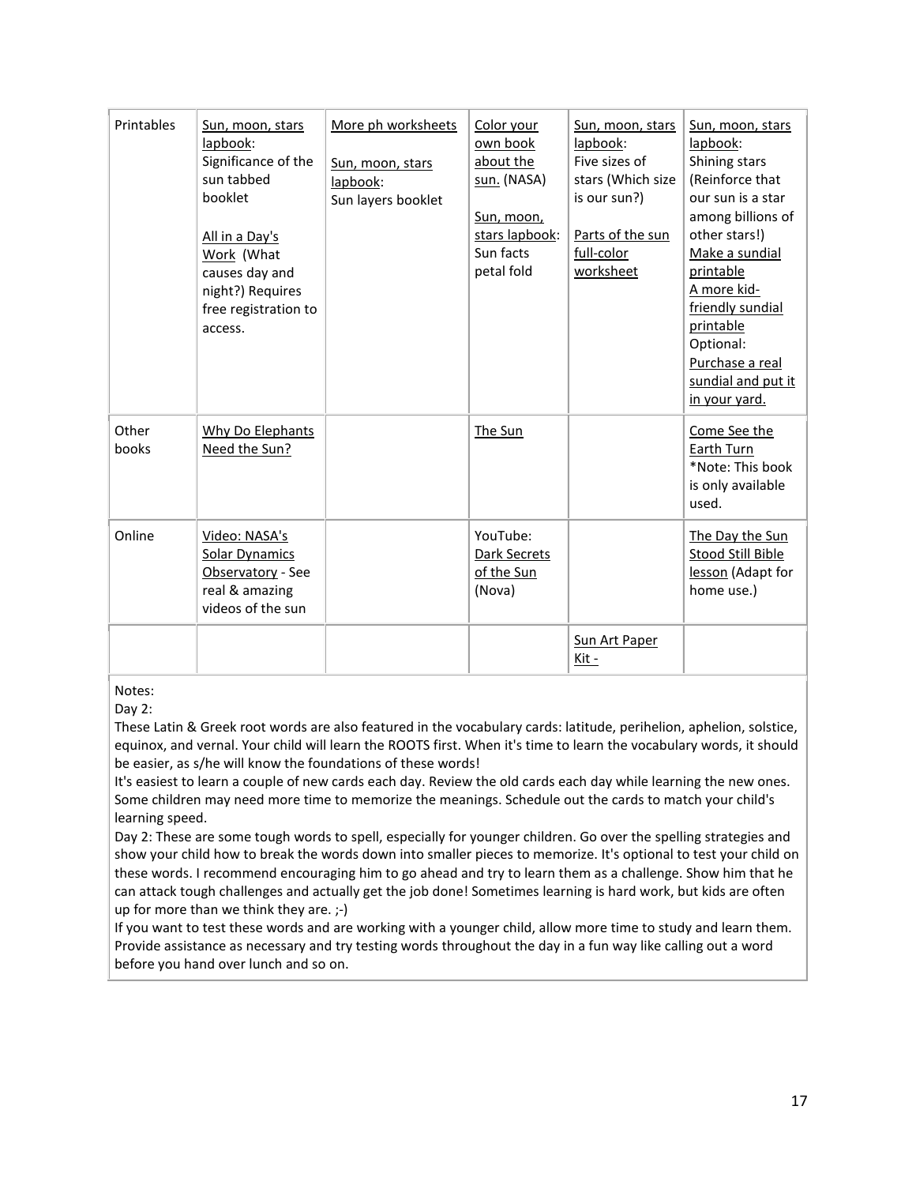| | | | | | |
|---|---|---|---|---|---|
| Printables | Sun, moon, stars lapbook: Significance of the sun tabbed booklet<br><br>All in a Day's Work (What causes day and night?) Requires free registration to access. | More ph worksheets<br><br>Sun, moon, stars lapbook: Sun layers booklet | Color your own book about the sun. (NASA)<br><br>Sun, moon, stars lapbook: Sun facts petal fold | Sun, moon, stars lapbook: Five sizes of stars (Which size is our sun?)<br><br>Parts of the sun full-color worksheet | Sun, moon, stars lapbook: Shining stars (Reinforce that our sun is a star among billions of other stars!) Make a sundial printable A more kid-friendly sundial printable Optional: Purchase a real sundial and put it in your yard. |
| Other books | Why Do Elephants Need the Sun? | | The Sun | | Come See the Earth Turn *Note: This book is only available used. |
| Online | Video: NASA's Solar Dynamics Observatory - See real & amazing videos of the sun | | YouTube: Dark Secrets of the Sun (Nova) | | The Day the Sun Stood Still Bible lesson (Adapt for home use.) |
| | | | | Sun Art Paper Kit - | |

Notes:

Day 2:

These Latin & Greek root words are also featured in the vocabulary cards: latitude, perihelion, aphelion, solstice, equinox, and vernal. Your child will learn the ROOTS first. When it's time to learn the vocabulary words, it should be easier, as s/he will know the foundations of these words!

It's easiest to learn a couple of new cards each day. Review the old cards each day while learning the new ones. Some children may need more time to memorize the meanings. Schedule out the cards to match your child's learning speed.

Day 2: These are some tough words to spell, especially for younger children. Go over the spelling strategies and show your child how to break the words down into smaller pieces to memorize. It's optional to test your child on these words. I recommend encouraging him to go ahead and try to learn them as a challenge. Show him that he can attack tough challenges and actually get the job done! Sometimes learning is hard work, but kids are often up for more than we think they are. ;-)

If you want to test these words and are working with a younger child, allow more time to study and learn them. Provide assistance as necessary and try testing words throughout the day in a fun way like calling out a word before you hand over lunch and so on.